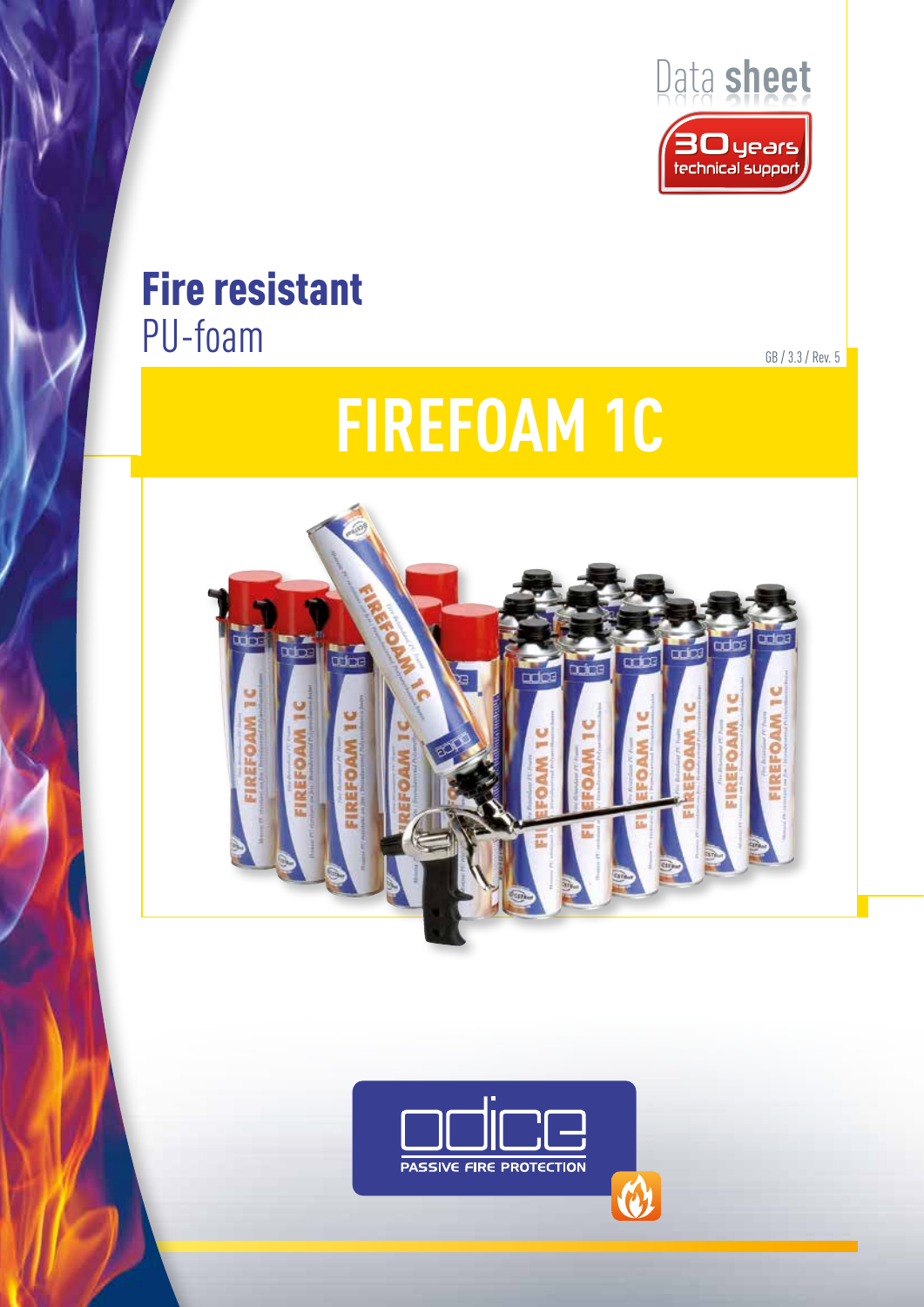Data **sheet**

30 years technical support

# **Fire resistant** PU-foam

GB / 3.3 / Rev. 5

# FIREFOAM 1C

odice

PASSIVE FIRE PROTECTION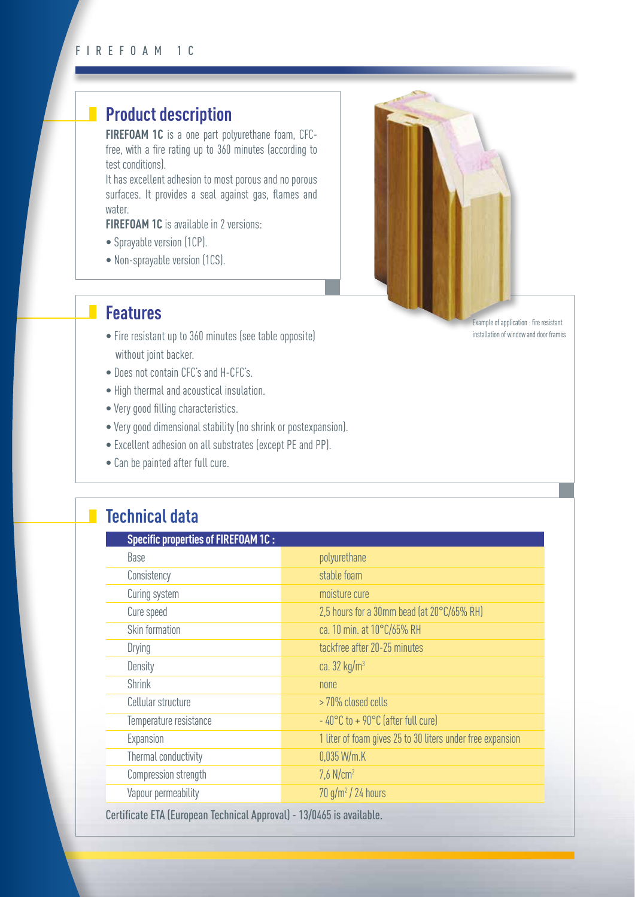## Product description

**FIREFOAM 1C** is a one part polyurethane foam, CFC-free, with a fire rating up to 360 minutes (according to test conditions).

It has excellent adhesion to most porous and no porous surfaces. It provides a seal against gas, flames and water.

**FIREFOAM 1C** is available in 2 versions:

- Sprayable version (1CP).
- Non-sprayable version (1CS).

Example of application : fire resistant installation of window and door frames

## Features

- Fire resistant up to 360 minutes (see table opposite) without joint backer.
- Does not contain CFC's and H-CFC's.
- High thermal and acoustical insulation.
- Very good filling characteristics.
- Very good dimensional stability (no shrink or postexpansion).
- Excellent adhesion on all substrates (except PE and PP).
- Can be painted after full cure.

## Technical data

| Specific properties of FIREFOAM 1C : | |
|---|---|
| Base | polyurethane |
| Consistency | stable foam |
| Curing system | moisture cure |
| Cure speed | 2,5 hours for a 30mm bead (at 20°C/65% RH) |
| Skin formation | ca. 10 min. at 10°C/65% RH |
| Drying | tackfree after 20-25 minutes |
| Density | ca. 32 kg/m$^3$ |
| Shrink | none |
| Cellular structure | > 70% closed cells |
| Temperature resistance | - 40°C to + 90°C (after full cure) |
| Expansion | 1 liter of foam gives 25 to 30 liters under free expansion |
| Thermal conductivity | 0,035 W/m.K |
| Compression strength | 7,6 N/cm$^2$ |
| Vapour permeability | 70 g/m$^2$ / 24 hours |

**Certificate ETA (European Technical Approval) - 13/0465 is available.**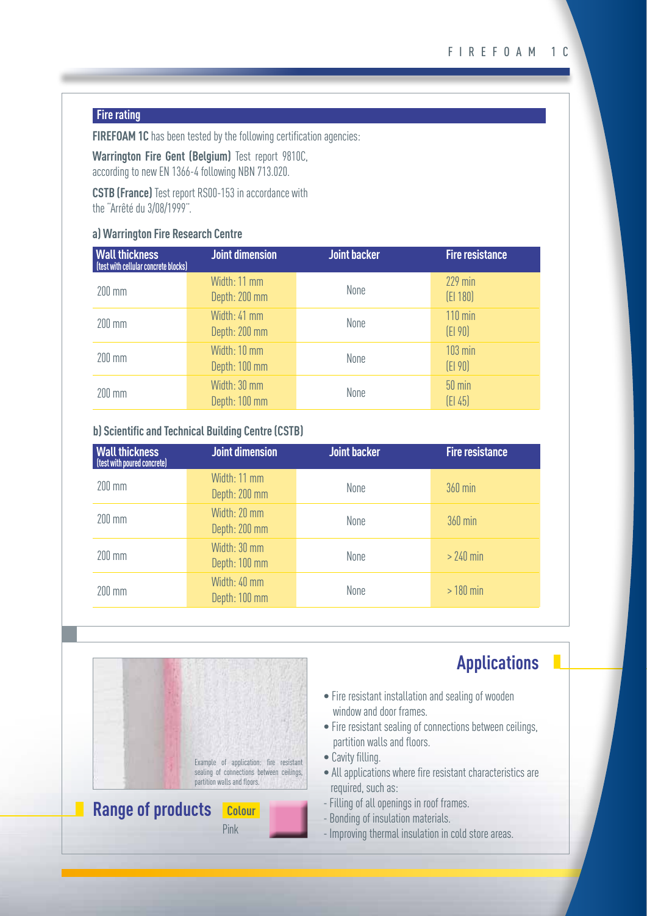## Fire rating

**FIREFOAM 1C** has been tested by the following certification agencies:

**Warrington Fire Gent (Belgium)** Test report 9810C, according to new EN 1366-4 following NBN 713.020.

**CSTB (France)** Test report RS00-153 in accordance with the "Arrêté du 3/08/1999".

### a) Warrington Fire Research Centre

| Wall thickness (test with cellular concrete blocks) | Joint dimension | Joint backer | Fire resistance |
|---|---|---|---|
| 200 mm | Width: 11 mm Depth: 200 mm | None | 229 min (EI 180) |
| 200 mm | Width: 41 mm Depth: 200 mm | None | 110 min (EI 90) |
| 200 mm | Width: 10 mm Depth: 100 mm | None | 103 min (EI 90) |
| 200 mm | Width: 30 mm Depth: 100 mm | None | 50 min (EI 45) |

### b) Scientific and Technical Building Centre (CSTB)

| Wall thickness (test with poured concrete) | Joint dimension | Joint backer | Fire resistance |
|---|---|---|---|
| 200 mm | Width: 11 mm Depth: 200 mm | None | 360 min |
| 200 mm | Width: 20 mm Depth: 200 mm | None | 360 min |
| 200 mm | Width: 30 mm Depth: 100 mm | None | > 240 min |
| 200 mm | Width: 40 mm Depth: 100 mm | None | > 180 min |

Example of application: fire resistant sealing of connections between ceilings, partition walls and floors.

## Range of products

**Colour**

Pink

## Applications

- Fire resistant installation and sealing of wooden window and door frames.
- Fire resistant sealing of connections between ceilings, partition walls and floors.
- Cavity filling.
- All applications where fire resistant characteristics are required, such as:
  - Filling of all openings in roof frames.
  - Bonding of insulation materials.
  - Improving thermal insulation in cold store areas.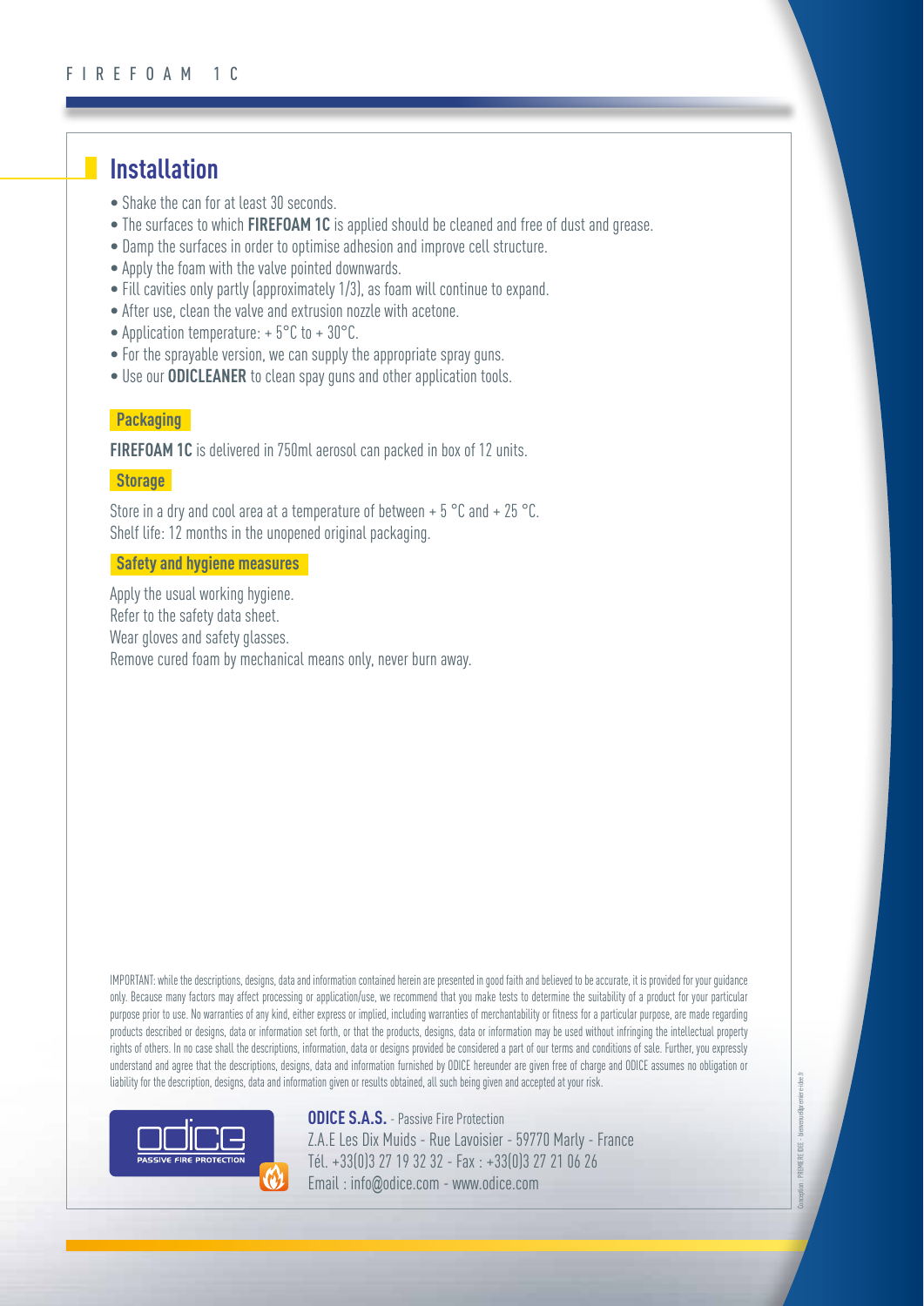## Installation

- Shake the can for at least 30 seconds.
- The surfaces to which **FIREFOAM 1C** is applied should be cleaned and free of dust and grease.
- Damp the surfaces in order to optimise adhesion and improve cell structure.
- Apply the foam with the valve pointed downwards.
- Fill cavities only partly (approximately 1/3), as foam will continue to expand.
- After use, clean the valve and extrusion nozzle with acetone.
- Application temperature: + 5°C to + 30°C.
- For the sprayable version, we can supply the appropriate spray guns.
- Use our **ODICLEANER** to clean spay guns and other application tools.

### Packaging

**FIREFOAM 1C** is delivered in 750ml aerosol can packed in box of 12 units.

### Storage

Store in a dry and cool area at a temperature of between + 5 °C and + 25 °C.
Shelf life: 12 months in the unopened original packaging.

### Safety and hygiene measures

Apply the usual working hygiene.
Refer to the safety data sheet.
Wear gloves and safety glasses.
Remove cured foam by mechanical means only, never burn away.

IMPORTANT: while the descriptions, designs, data and information contained herein are presented in good faith and believed to be accurate, it is provided for your guidance only. Because many factors may affect processing or application/use, we recommend that you make tests to determine the suitability of a product for your particular purpose prior to use. No warranties of any kind, either express or implied, including warranties of merchantability or fitness for a particular purpose, are made regarding products described or designs, data or information set forth, or that the products, designs, data or information may be used without infringing the intellectual property rights of others. In no case shall the descriptions, information, data or designs provided be considered a part of our terms and conditions of sale. Further, you expressly understand and agree that the descriptions, designs, data and information furnished by ODICE hereunder are given free of charge and ODICE assumes no obligation or liability for the description, designs, data and information given or results obtained, all such being given and accepted at your risk.

odice PASSIVE FIRE PROTECTION

**ODICE S.A.S.** - Passive Fire Protection
Z.A.E Les Dix Muids - Rue Lavoisier - 59770 Marly - France
Tél. +33(0)3 27 19 32 32 - Fax : +33(0)3 27 21 06 26
Email : info@odice.com - www.odice.com